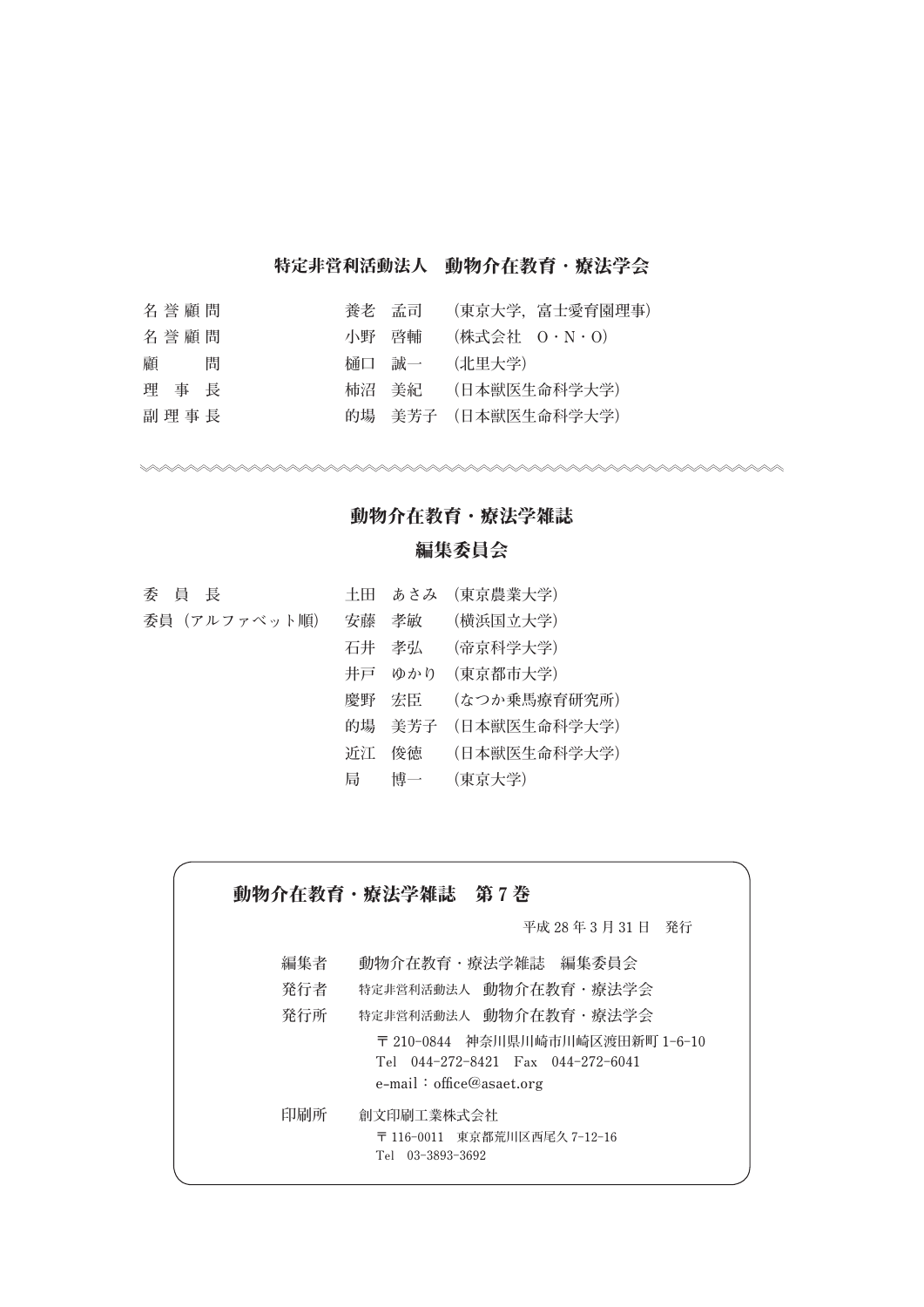## 特定非営利活動法人　動物介在教育・療法学会

| | | |
|---|---|---|
| 名誉顧問 | 養老　孟司 | (東京大学，富士愛育園理事) |
| 名誉顧問 | 小野　啓輔 | (株式会社　O・N・O) |
| 顧　　問 | 樋口　誠一 | (北里大学) |
| 理 事 長 | 柿沼　美紀 | (日本獣医生命科学大学) |
| 副理事長 | 的場　美芳子 | (日本獣医生命科学大学) |

---

## 動物介在教育・療法学雑誌
## 編集委員会

| | | |
|---|---|---|
| 委 員 長 | 土田　あさみ | (東京農業大学) |
| 委員（アルファベット順） | 安藤　孝敏 | (横浜国立大学) |
| | 石井　孝弘 | (帝京科学大学) |
| | 井戸　ゆかり | (東京都市大学) |
| | 慶野　宏臣 | (なつか乗馬療育研究所) |
| | 的場　美芳子 | (日本獣医生命科学大学) |
| | 近江　俊徳 | (日本獣医生命科学大学) |
| | 局　　博一 | (東京大学) |

---

**動物介在教育・療法学雑誌　第 7 巻**

平成 28 年 3 月 31 日　発行

編集者　動物介在教育・療法学雑誌　編集委員会

発行者　特定非営利活動法人　動物介在教育・療法学会

発行所　特定非営利活動法人　動物介在教育・療法学会

〒 210-0844　神奈川県川崎市川崎区渡田新町 1-6-10
Tel　044-272-8421　Fax　044-272-6041
e-mail：office@asaet.org

印刷所　創文印刷工業株式会社

〒 116-0011　東京都荒川区西尾久 7-12-16
Tel　03-3893-3692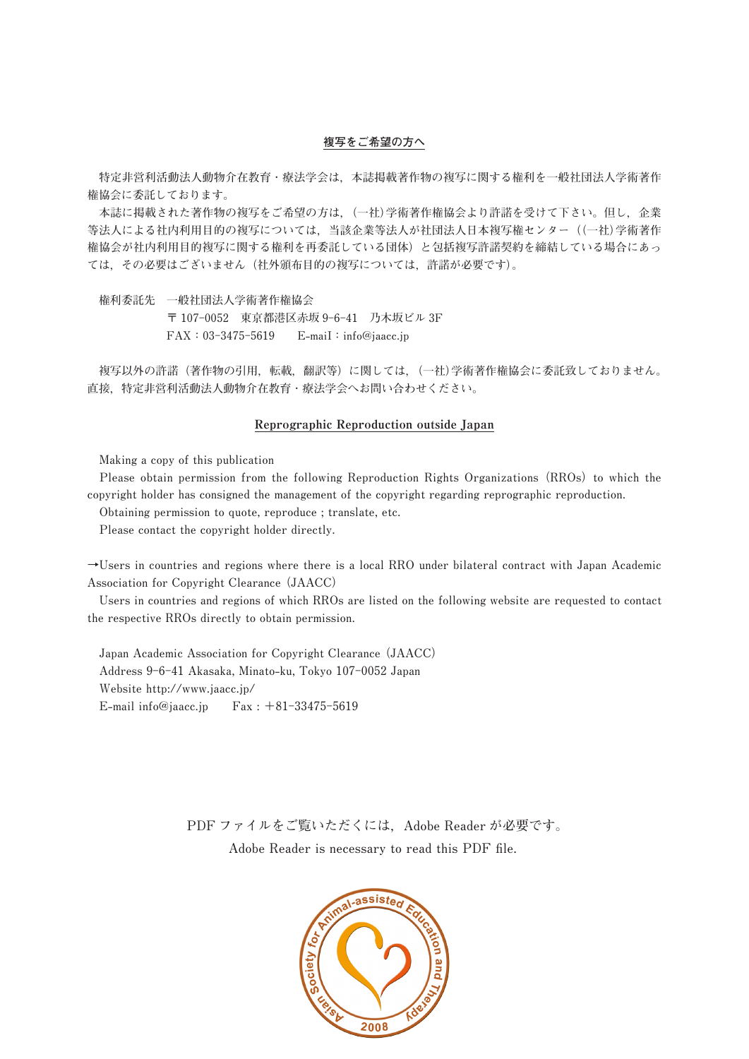## 複写をご希望の方へ

特定非営利活動法人動物介在教育・療法学会は，本誌掲載著作物の複写に関する権利を一般社団法人学術著作権協会に委託しております。

本誌に掲載された著作物の複写をご希望の方は，(一社)学術著作権協会より許諾を受けて下さい。但し，企業等法人による社内利用目的の複写については，当該企業等法人が社団法人日本複写権センター（(一社)学術著作権協会が社内利用目的複写に関する権利を再委託している団体）と包括複写許諾契約を締結している場合にあっては，その必要はございません（社外頒布目的の複写については，許諾が必要です)。

権利委託先　一般社団法人学術著作権協会
〒107-0052　東京都港区赤坂 9-6-41　乃木坂ビル 3F
FAX：03-3475-5619　　E-maiI：info@jaacc.jp

複写以外の許諾（著作物の引用，転載，翻訳等）に関しては，(一社)学術著作権協会に委託致しておりません。直接，特定非営利活動法人動物介在教育・療法学会へお問い合わせください。

## Reprographic Reproduction outside Japan

Making a copy of this publication

Please obtain permission from the following Reproduction Rights Organizations (RROs) to which the copyright holder has consigned the management of the copyright regarding reprographic reproduction.

Obtaining permission to quote, reproduce ; translate, etc.

Please contact the copyright holder directly.

→Users in countries and regions where there is a local RRO under bilateral contract with Japan Academic Association for Copyright Clearance (JAACC)

Users in countries and regions of which RROs are listed on the following website are requested to contact the respective RROs directly to obtain permission.

Japan Academic Association for Copyright Clearance (JAACC)
Address 9-6-41 Akasaka, Minato-ku, Tokyo 107-0052 Japan
Website http://www.jaacc.jp/
E-mail info@jaacc.jp　　Fax : +81-33475-5619

PDF ファイルをご覧いただくには，Adobe Reader が必要です。
Adobe Reader is necessary to read this PDF file.

Asian Society for Animal-assisted Education and Therapy
2008